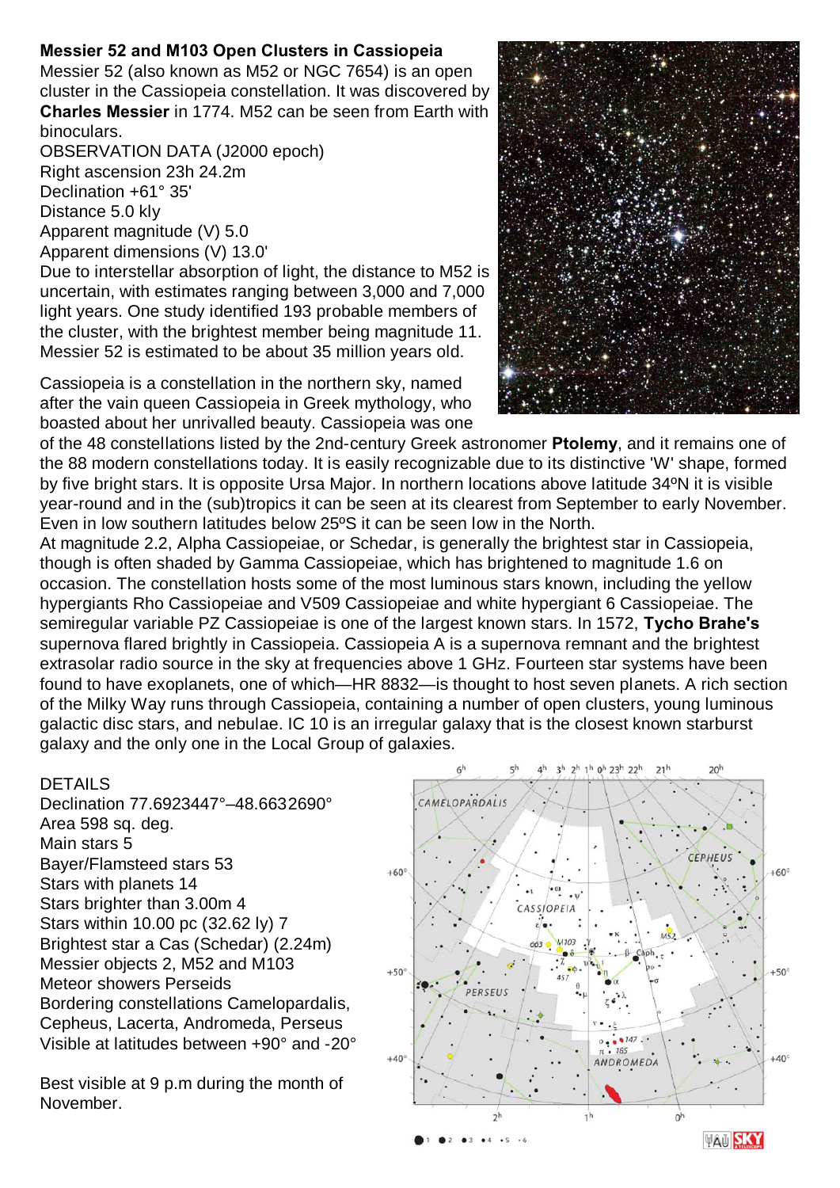**Messier 52 and M103 Open Clusters in Cassiopeia**

Messier 52 (also known as M52 or NGC 7654) is an open cluster in the Cassiopeia constellation. It was discovered by **Charles Messier** in 1774. M52 can be seen from Earth with binoculars.

OBSERVATION DATA (J2000 epoch)
Right ascension 23h 24.2m
Declination +61° 35'
Distance 5.0 kly
Apparent magnitude (V) 5.0
Apparent dimensions (V) 13.0'

Due to interstellar absorption of light, the distance to M52 is uncertain, with estimates ranging between 3,000 and 7,000 light years. One study identified 193 probable members of the cluster, with the brightest member being magnitude 11. Messier 52 is estimated to be about 35 million years old.

Cassiopeia is a constellation in the northern sky, named after the vain queen Cassiopeia in Greek mythology, who boasted about her unrivalled beauty. Cassiopeia was one of the 48 constellations listed by the 2nd-century Greek astronomer **Ptolemy**, and it remains one of the 88 modern constellations today. It is easily recognizable due to its distinctive 'W' shape, formed by five bright stars. It is opposite Ursa Major. In northern locations above latitude 34ºN it is visible year-round and in the (sub)tropics it can be seen at its clearest from September to early November. Even in low southern latitudes below 25ºS it can be seen low in the North.

At magnitude 2.2, Alpha Cassiopeiae, or Schedar, is generally the brightest star in Cassiopeia, though is often shaded by Gamma Cassiopeiae, which has brightened to magnitude 1.6 on occasion. The constellation hosts some of the most luminous stars known, including the yellow hypergiants Rho Cassiopeiae and V509 Cassiopeiae and white hypergiant 6 Cassiopeiae. The semiregular variable PZ Cassiopeiae is one of the largest known stars. In 1572, **Tycho Brahe's** supernova flared brightly in Cassiopeia. Cassiopeia A is a supernova remnant and the brightest extrasolar radio source in the sky at frequencies above 1 GHz. Fourteen star systems have been found to have exoplanets, one of which—HR 8832—is thought to host seven planets. A rich section of the Milky Way runs through Cassiopeia, containing a number of open clusters, young luminous galactic disc stars, and nebulae. IC 10 is an irregular galaxy that is the closest known starburst galaxy and the only one in the Local Group of galaxies.

DETAILS
Declination 77.6923447°–48.6632690°
Area 598 sq. deg.
Main stars 5
Bayer/Flamsteed stars 53
Stars with planets 14
Stars brighter than 3.00m 4
Stars within 10.00 pc (32.62 ly) 7
Brightest star a Cas (Schedar) (2.24m)
Messier objects 2, M52 and M103
Meteor showers Perseids
Bordering constellations Camelopardalis, Cepheus, Lacerta, Andromeda, Perseus
Visible at latitudes between +90° and -20°

Best visible at 9 p.m during the month of November.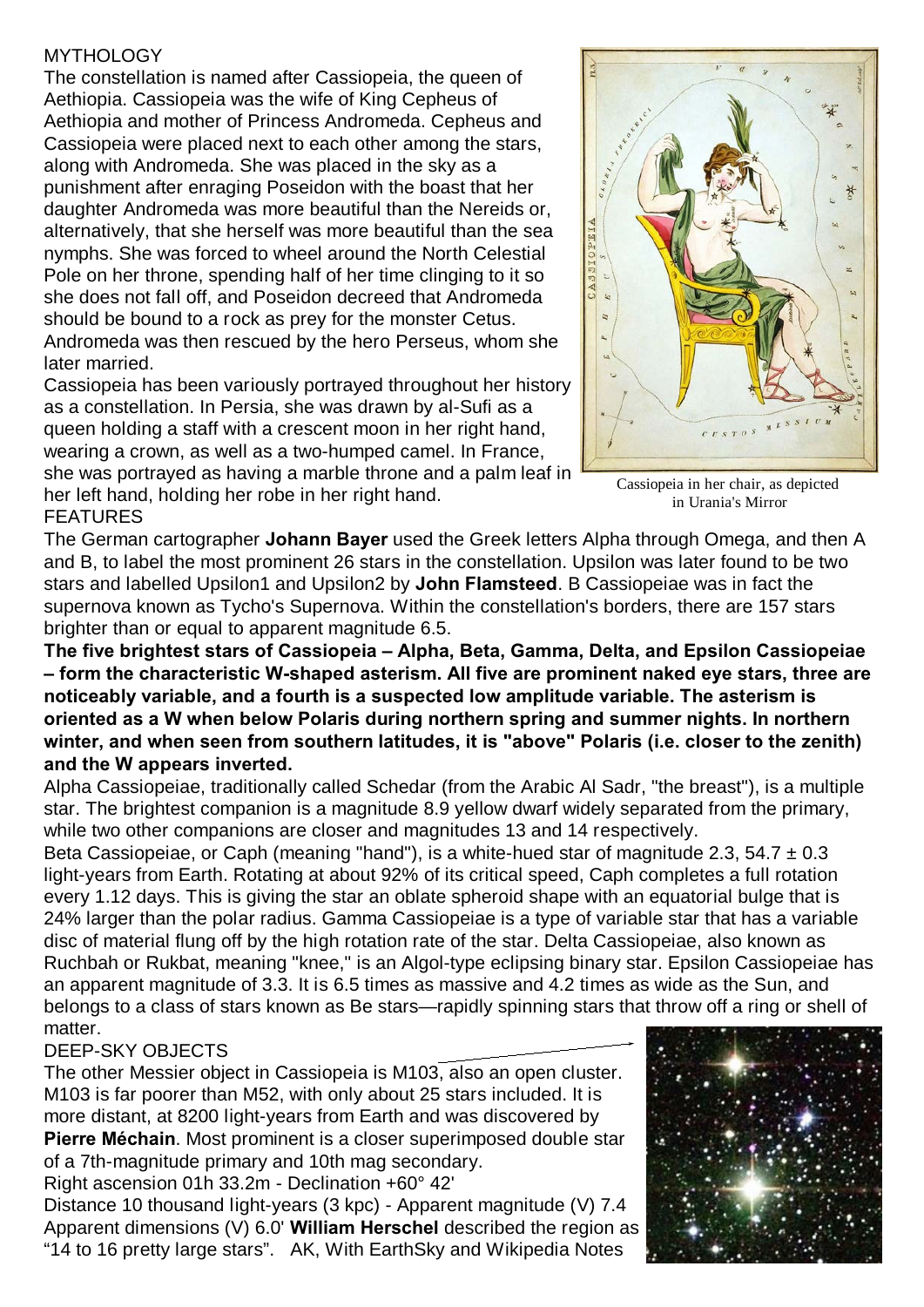## MYTHOLOGY

The constellation is named after Cassiopeia, the queen of Aethiopia. Cassiopeia was the wife of King Cepheus of Aethiopia and mother of Princess Andromeda. Cepheus and Cassiopeia were placed next to each other among the stars, along with Andromeda. She was placed in the sky as a punishment after enraging Poseidon with the boast that her daughter Andromeda was more beautiful than the Nereids or, alternatively, that she herself was more beautiful than the sea nymphs. She was forced to wheel around the North Celestial Pole on her throne, spending half of her time clinging to it so she does not fall off, and Poseidon decreed that Andromeda should be bound to a rock as prey for the monster Cetus. Andromeda was then rescued by the hero Perseus, whom she later married.

Cassiopeia has been variously portrayed throughout her history as a constellation. In Persia, she was drawn by al-Sufi as a queen holding a staff with a crescent moon in her right hand, wearing a crown, as well as a two-humped camel. In France, she was portrayed as having a marble throne and a palm leaf in her left hand, holding her robe in her right hand.

Cassiopeia in her chair, as depicted in Urania's Mirror

## FEATURES

The German cartographer **Johann Bayer** used the Greek letters Alpha through Omega, and then A and B, to label the most prominent 26 stars in the constellation. Upsilon was later found to be two stars and labelled Upsilon1 and Upsilon2 by **John Flamsteed**. B Cassiopeiae was in fact the supernova known as Tycho's Supernova. Within the constellation's borders, there are 157 stars brighter than or equal to apparent magnitude 6.5.

**The five brightest stars of Cassiopeia – Alpha, Beta, Gamma, Delta, and Epsilon Cassiopeiae – form the characteristic W-shaped asterism. All five are prominent naked eye stars, three are noticeably variable, and a fourth is a suspected low amplitude variable. The asterism is oriented as a W when below Polaris during northern spring and summer nights. In northern winter, and when seen from southern latitudes, it is "above" Polaris (i.e. closer to the zenith) and the W appears inverted.**

Alpha Cassiopeiae, traditionally called Schedar (from the Arabic Al Sadr, "the breast"), is a multiple star. The brightest companion is a magnitude 8.9 yellow dwarf widely separated from the primary, while two other companions are closer and magnitudes 13 and 14 respectively.

Beta Cassiopeiae, or Caph (meaning "hand"), is a white-hued star of magnitude 2.3, 54.7 ± 0.3 light-years from Earth. Rotating at about 92% of its critical speed, Caph completes a full rotation every 1.12 days. This is giving the star an oblate spheroid shape with an equatorial bulge that is 24% larger than the polar radius. Gamma Cassiopeiae is a type of variable star that has a variable disc of material flung off by the high rotation rate of the star. Delta Cassiopeiae, also known as Ruchbah or Rukbat, meaning "knee," is an Algol-type eclipsing binary star. Epsilon Cassiopeiae has an apparent magnitude of 3.3. It is 6.5 times as massive and 4.2 times as wide as the Sun, and belongs to a class of stars known as Be stars—rapidly spinning stars that throw off a ring or shell of matter.

## DEEP-SKY OBJECTS

The other Messier object in Cassiopeia is M103, also an open cluster. M103 is far poorer than M52, with only about 25 stars included. It is more distant, at 8200 light-years from Earth and was discovered by **Pierre Méchain**. Most prominent is a closer superimposed double star of a 7th-magnitude primary and 10th mag secondary.

Right ascension 01h 33.2m - Declination +60° 42'

Distance 10 thousand light-years (3 kpc) - Apparent magnitude (V) 7.4

Apparent dimensions (V) 6.0' **William Herschel** described the region as "14 to 16 pretty large stars". AK, With EarthSky and Wikipedia Notes